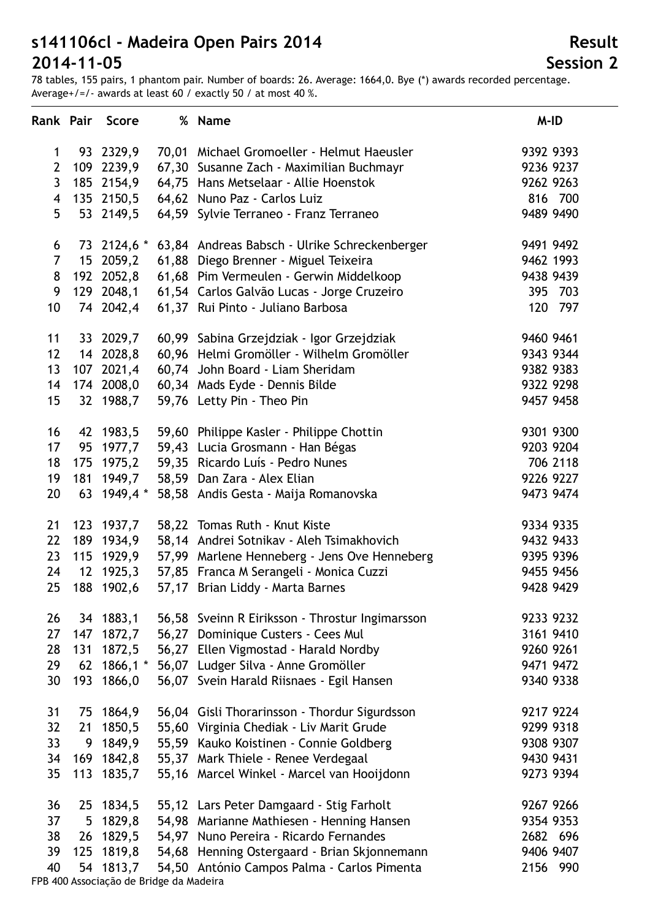# s141106cl - Madeira Open Pairs 2014 — Result

## 2014-11-05 — Session 2

78 tables, 155 pairs, 1 phantom pair. Number of boards: 26. Average: 1664,0. Bye (*) awards recorded percentage. Average+/=/- awards at least 60 / exactly 50 / at most 40 %.

| Rank | Pair | Score | % | Name | M-ID |
|---|---|---|---|---|---|
| 1 | 93 | 2329,9 | 70,01 | Michael Gromoeller - Helmut Haeusler | 9392 9393 |
| 2 | 109 | 2239,9 | 67,30 | Susanne Zach - Maximilian Buchmayr | 9236 9237 |
| 3 | 185 | 2154,9 | 64,75 | Hans Metselaar - Allie Hoenstok | 9262 9263 |
| 4 | 135 | 2150,5 | 64,62 | Nuno Paz - Carlos Luiz | 816 700 |
| 5 | 53 | 2149,5 | 64,59 | Sylvie Terraneo - Franz Terraneo | 9489 9490 |
| 6 | 73 | 2124,6 * | 63,84 | Andreas Babsch - Ulrike Schreckenberger | 9491 9492 |
| 7 | 15 | 2059,2 | 61,88 | Diego Brenner - Miguel Teixeira | 9462 1993 |
| 8 | 192 | 2052,8 | 61,68 | Pim Vermeulen - Gerwin Middelkoop | 9438 9439 |
| 9 | 129 | 2048,1 | 61,54 | Carlos Galvão Lucas - Jorge Cruzeiro | 395 703 |
| 10 | 74 | 2042,4 | 61,37 | Rui Pinto - Juliano Barbosa | 120 797 |
| 11 | 33 | 2029,7 | 60,99 | Sabina Grzejdziak - Igor Grzejdziak | 9460 9461 |
| 12 | 14 | 2028,8 | 60,96 | Helmi Gromöller - Wilhelm Gromöller | 9343 9344 |
| 13 | 107 | 2021,4 | 60,74 | John Board - Liam Sheridam | 9382 9383 |
| 14 | 174 | 2008,0 | 60,34 | Mads Eyde - Dennis Bilde | 9322 9298 |
| 15 | 32 | 1988,7 | 59,76 | Letty Pin - Theo Pin | 9457 9458 |
| 16 | 42 | 1983,5 | 59,60 | Philippe Kasler - Philippe Chottin | 9301 9300 |
| 17 | 95 | 1977,7 | 59,43 | Lucia Grosmann - Han Bégas | 9203 9204 |
| 18 | 175 | 1975,2 | 59,35 | Ricardo Luís - Pedro Nunes | 706 2118 |
| 19 | 181 | 1949,7 | 58,59 | Dan Zara - Alex Elian | 9226 9227 |
| 20 | 63 | 1949,4 * | 58,58 | Andis Gesta - Maija Romanovska | 9473 9474 |
| 21 | 123 | 1937,7 | 58,22 | Tomas Ruth - Knut Kiste | 9334 9335 |
| 22 | 189 | 1934,9 | 58,14 | Andrei Sotnikav - Aleh Tsimakhovich | 9432 9433 |
| 23 | 115 | 1929,9 | 57,99 | Marlene Henneberg - Jens Ove Henneberg | 9395 9396 |
| 24 | 12 | 1925,3 | 57,85 | Franca M Serangeli - Monica Cuzzi | 9455 9456 |
| 25 | 188 | 1902,6 | 57,17 | Brian Liddy - Marta Barnes | 9428 9429 |
| 26 | 34 | 1883,1 | 56,58 | Sveinn R Eiriksson - Throstur Ingimarsson | 9233 9232 |
| 27 | 147 | 1872,7 | 56,27 | Dominique Custers - Cees Mul | 3161 9410 |
| 28 | 131 | 1872,5 | 56,27 | Ellen Vigmostad - Harald Nordby | 9260 9261 |
| 29 | 62 | 1866,1 * | 56,07 | Ludger Silva - Anne Gromöller | 9471 9472 |
| 30 | 193 | 1866,0 | 56,07 | Svein Harald Riisnaes - Egil Hansen | 9340 9338 |
| 31 | 75 | 1864,9 | 56,04 | Gisli Thorarinsson - Thordur Sigurdsson | 9217 9224 |
| 32 | 21 | 1850,5 | 55,60 | Virginia Chediak - Liv Marit Grude | 9299 9318 |
| 33 | 9 | 1849,9 | 55,59 | Kauko Koistinen - Connie Goldberg | 9308 9307 |
| 34 | 169 | 1842,8 | 55,37 | Mark Thiele - Renee Verdegaal | 9430 9431 |
| 35 | 113 | 1835,7 | 55,16 | Marcel Winkel - Marcel van Hooijdonn | 9273 9394 |
| 36 | 25 | 1834,5 | 55,12 | Lars Peter Damgaard - Stig Farholt | 9267 9266 |
| 37 | 5 | 1829,8 | 54,98 | Marianne Mathiesen - Henning Hansen | 9354 9353 |
| 38 | 26 | 1829,5 | 54,97 | Nuno Pereira - Ricardo Fernandes | 2682 696 |
| 39 | 125 | 1819,8 | 54,68 | Henning Ostergaard - Brian Skjonnemann | 9406 9407 |
| 40 | 54 | 1813,7 | 54,50 | António Campos Palma - Carlos Pimenta | 2156 990 |

FPB 400 Associação de Bridge da Madeira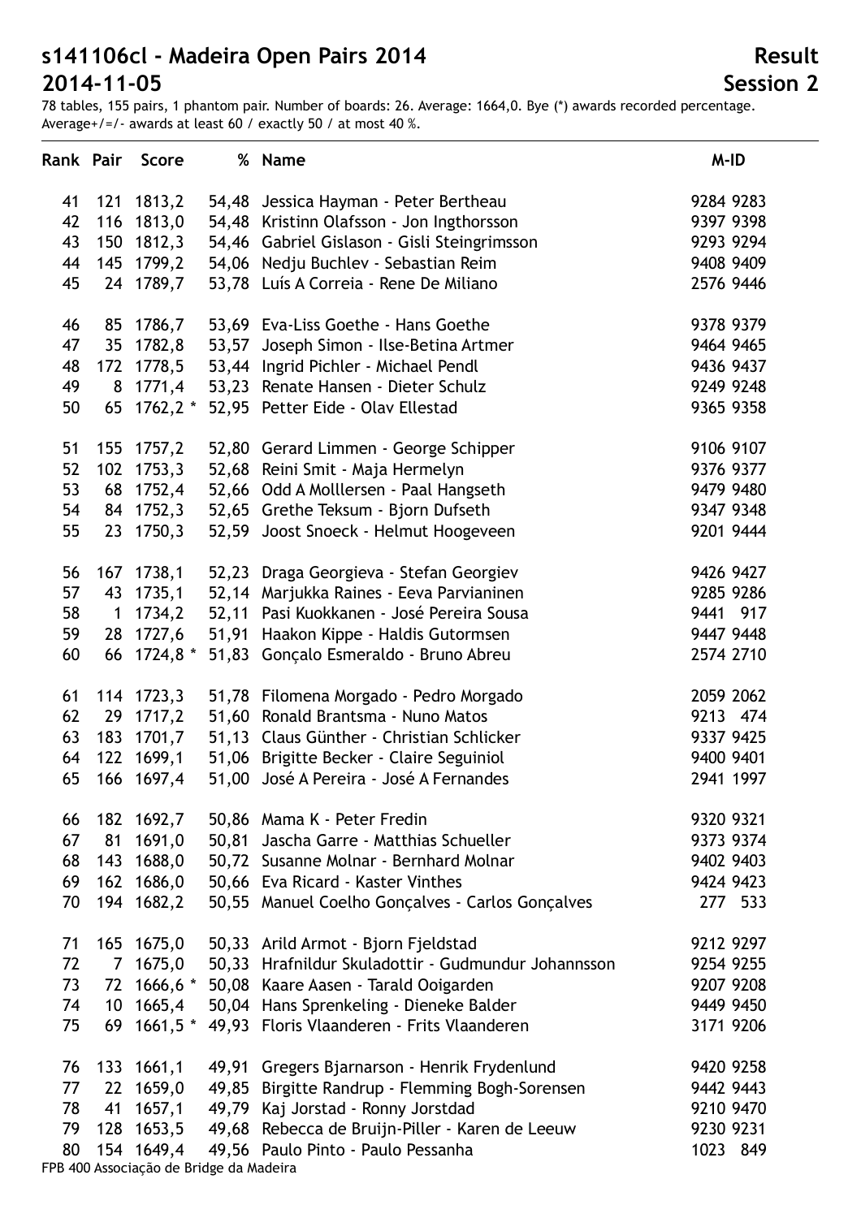# s141106cl - Madeira Open Pairs 2014 — Result

## 2014-11-05 — Session 2

78 tables, 155 pairs, 1 phantom pair. Number of boards: 26. Average: 1664,0. Bye (*) awards recorded percentage. Average+/=/- awards at least 60 / exactly 50 / at most 40 %.

| Rank | Pair | Score | % | Name | M-ID |
|---|---|---|---|---|---|
| 41 | 121 | 1813,2 | 54,48 | Jessica Hayman - Peter Bertheau | 9284 9283 |
| 42 | 116 | 1813,0 | 54,48 | Kristinn Olafsson - Jon Ingthorsson | 9397 9398 |
| 43 | 150 | 1812,3 | 54,46 | Gabriel Gislason - Gisli Steingrimsson | 9293 9294 |
| 44 | 145 | 1799,2 | 54,06 | Nedju Buchlev - Sebastian Reim | 9408 9409 |
| 45 | 24 | 1789,7 | 53,78 | Luís A Correia - Rene De Miliano | 2576 9446 |
| 46 | 85 | 1786,7 | 53,69 | Eva-Liss Goethe - Hans Goethe | 9378 9379 |
| 47 | 35 | 1782,8 | 53,57 | Joseph Simon - Ilse-Betina Artmer | 9464 9465 |
| 48 | 172 | 1778,5 | 53,44 | Ingrid Pichler - Michael Pendl | 9436 9437 |
| 49 | 8 | 1771,4 | 53,23 | Renate Hansen - Dieter Schulz | 9249 9248 |
| 50 | 65 | 1762,2 * | 52,95 | Petter Eide - Olav Ellestad | 9365 9358 |
| 51 | 155 | 1757,2 | 52,80 | Gerard Limmen - George Schipper | 9106 9107 |
| 52 | 102 | 1753,3 | 52,68 | Reini Smit - Maja Hermelyn | 9376 9377 |
| 53 | 68 | 1752,4 | 52,66 | Odd A Molllersen - Paal Hangseth | 9479 9480 |
| 54 | 84 | 1752,3 | 52,65 | Grethe Teksum - Bjorn Dufseth | 9347 9348 |
| 55 | 23 | 1750,3 | 52,59 | Joost Snoeck - Helmut Hoogeveen | 9201 9444 |
| 56 | 167 | 1738,1 | 52,23 | Draga Georgieva - Stefan Georgiev | 9426 9427 |
| 57 | 43 | 1735,1 | 52,14 | Marjukka Raines - Eeva Parvianinen | 9285 9286 |
| 58 | 1 | 1734,2 | 52,11 | Pasi Kuokkanen - José Pereira Sousa | 9441 917 |
| 59 | 28 | 1727,6 | 51,91 | Haakon Kippe - Haldis Gutormsen | 9447 9448 |
| 60 | 66 | 1724,8 * | 51,83 | Gonçalo Esmeraldo - Bruno Abreu | 2574 2710 |
| 61 | 114 | 1723,3 | 51,78 | Filomena Morgado - Pedro Morgado | 2059 2062 |
| 62 | 29 | 1717,2 | 51,60 | Ronald Brantsma - Nuno Matos | 9213 474 |
| 63 | 183 | 1701,7 | 51,13 | Claus Günther - Christian Schlicker | 9337 9425 |
| 64 | 122 | 1699,1 | 51,06 | Brigitte Becker - Claire Seguiniol | 9400 9401 |
| 65 | 166 | 1697,4 | 51,00 | José A Pereira - José A Fernandes | 2941 1997 |
| 66 | 182 | 1692,7 | 50,86 | Mama K - Peter Fredin | 9320 9321 |
| 67 | 81 | 1691,0 | 50,81 | Jascha Garre - Matthias Schueller | 9373 9374 |
| 68 | 143 | 1688,0 | 50,72 | Susanne Molnar - Bernhard Molnar | 9402 9403 |
| 69 | 162 | 1686,0 | 50,66 | Eva Ricard - Kaster Vinthes | 9424 9423 |
| 70 | 194 | 1682,2 | 50,55 | Manuel Coelho Gonçalves - Carlos Gonçalves | 277 533 |
| 71 | 165 | 1675,0 | 50,33 | Arild Armot - Bjorn Fjeldstad | 9212 9297 |
| 72 | 7 | 1675,0 | 50,33 | Hrafnildur Skuladottir - Gudmundur Johannsson | 9254 9255 |
| 73 | 72 | 1666,6 * | 50,08 | Kaare Aasen - Tarald Ooigarden | 9207 9208 |
| 74 | 10 | 1665,4 | 50,04 | Hans Sprenkeling - Dieneke Balder | 9449 9450 |
| 75 | 69 | 1661,5 * | 49,93 | Floris Vlaanderen - Frits Vlaanderen | 3171 9206 |
| 76 | 133 | 1661,1 | 49,91 | Gregers Bjarnarson - Henrik Frydenlund | 9420 9258 |
| 77 | 22 | 1659,0 | 49,85 | Birgitte Randrup - Flemming Bogh-Sorensen | 9442 9443 |
| 78 | 41 | 1657,1 | 49,79 | Kaj Jorstad - Ronny Jorstdad | 9210 9470 |
| 79 | 128 | 1653,5 | 49,68 | Rebecca de Bruijn-Piller - Karen de Leeuw | 9230 9231 |
| 80 | 154 | 1649,4 | 49,56 | Paulo Pinto - Paulo Pessanha | 1023 849 |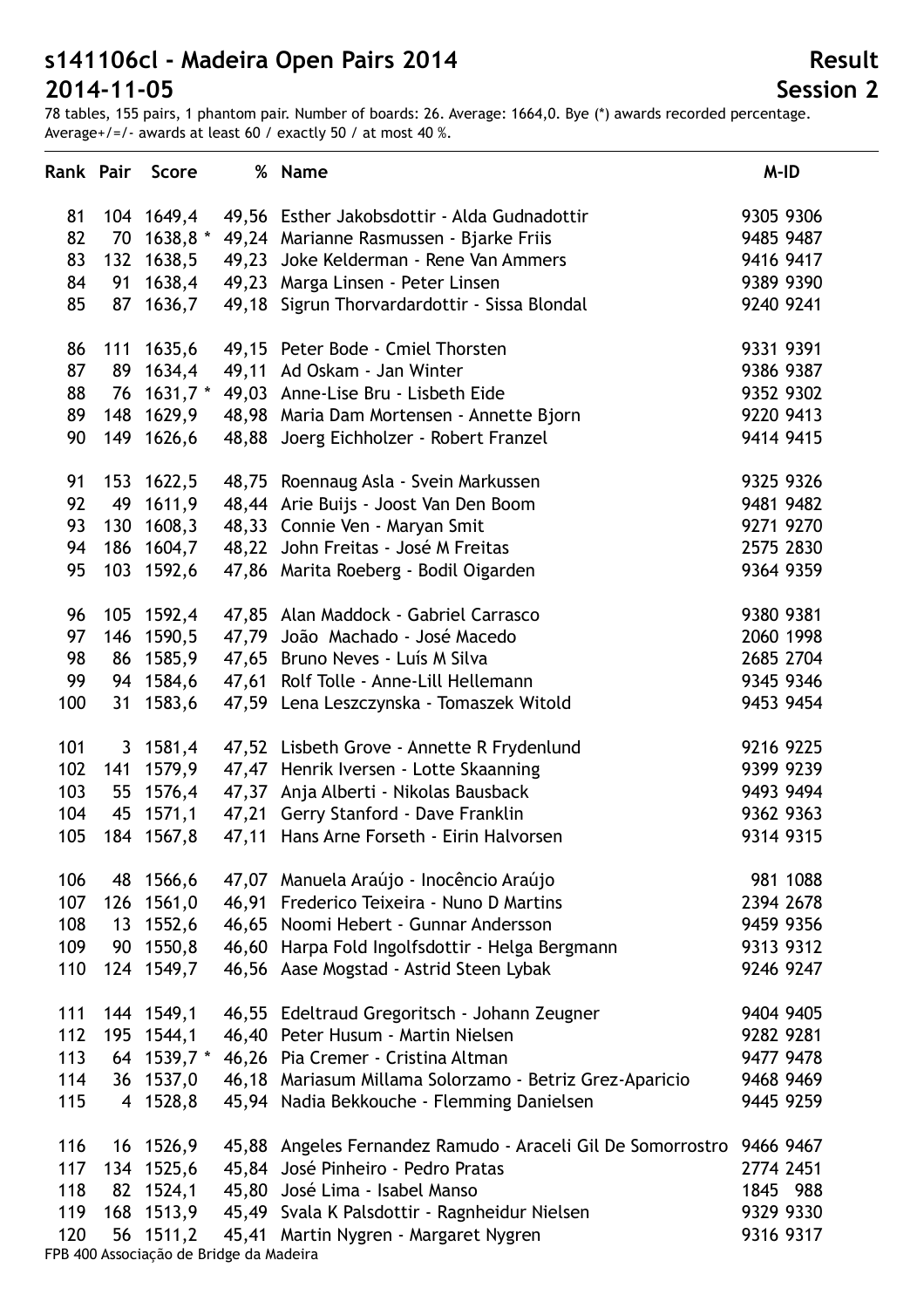# s141106cl - Madeira Open Pairs 2014 Result

## 2014-11-05 Session 2

78 tables, 155 pairs, 1 phantom pair. Number of boards: 26. Average: 1664,0. Bye (*) awards recorded percentage.
Average+/=/- awards at least 60 / exactly 50 / at most 40 %.

| Rank | Pair | Score | | % | Name | M-ID |
|---|---|---|---|---|---|---|
| 81 | 104 | 1649,4 | | 49,56 | Esther Jakobsdottir - Alda Gudnadottir | 9305 9306 |
| 82 | 70 | 1638,8 | * | 49,24 | Marianne Rasmussen - Bjarke Friis | 9485 9487 |
| 83 | 132 | 1638,5 | | 49,23 | Joke Kelderman - Rene Van Ammers | 9416 9417 |
| 84 | 91 | 1638,4 | | 49,23 | Marga Linsen - Peter Linsen | 9389 9390 |
| 85 | 87 | 1636,7 | | 49,18 | Sigrun Thorvardardottir - Sissa Blondal | 9240 9241 |
| 86 | 111 | 1635,6 | | 49,15 | Peter Bode - Cmiel Thorsten | 9331 9391 |
| 87 | 89 | 1634,4 | | 49,11 | Ad Oskam - Jan Winter | 9386 9387 |
| 88 | 76 | 1631,7 | * | 49,03 | Anne-Lise Bru - Lisbeth Eide | 9352 9302 |
| 89 | 148 | 1629,9 | | 48,98 | Maria Dam Mortensen - Annette Bjorn | 9220 9413 |
| 90 | 149 | 1626,6 | | 48,88 | Joerg Eichholzer - Robert Franzel | 9414 9415 |
| 91 | 153 | 1622,5 | | 48,75 | Roennaug Asla - Svein Markussen | 9325 9326 |
| 92 | 49 | 1611,9 | | 48,44 | Arie Buijs - Joost Van Den Boom | 9481 9482 |
| 93 | 130 | 1608,3 | | 48,33 | Connie Ven - Maryan Smit | 9271 9270 |
| 94 | 186 | 1604,7 | | 48,22 | John Freitas - José M Freitas | 2575 2830 |
| 95 | 103 | 1592,6 | | 47,86 | Marita Roeberg - Bodil Oigarden | 9364 9359 |
| 96 | 105 | 1592,4 | | 47,85 | Alan Maddock - Gabriel Carrasco | 9380 9381 |
| 97 | 146 | 1590,5 | | 47,79 | João Machado - José Macedo | 2060 1998 |
| 98 | 86 | 1585,9 | | 47,65 | Bruno Neves - Luís M Silva | 2685 2704 |
| 99 | 94 | 1584,6 | | 47,61 | Rolf Tolle - Anne-Lill Hellemann | 9345 9346 |
| 100 | 31 | 1583,6 | | 47,59 | Lena Leszczynska - Tomaszek Witold | 9453 9454 |
| 101 | 3 | 1581,4 | | 47,52 | Lisbeth Grove - Annette R Frydenlund | 9216 9225 |
| 102 | 141 | 1579,9 | | 47,47 | Henrik Iversen - Lotte Skaanning | 9399 9239 |
| 103 | 55 | 1576,4 | | 47,37 | Anja Alberti - Nikolas Bausback | 9493 9494 |
| 104 | 45 | 1571,1 | | 47,21 | Gerry Stanford - Dave Franklin | 9362 9363 |
| 105 | 184 | 1567,8 | | 47,11 | Hans Arne Forseth - Eirin Halvorsen | 9314 9315 |
| 106 | 48 | 1566,6 | | 47,07 | Manuela Araújo - Inocêncio Araújo | 981 1088 |
| 107 | 126 | 1561,0 | | 46,91 | Frederico Teixeira - Nuno D Martins | 2394 2678 |
| 108 | 13 | 1552,6 | | 46,65 | Noomi Hebert - Gunnar Andersson | 9459 9356 |
| 109 | 90 | 1550,8 | | 46,60 | Harpa Fold Ingolfsdottir - Helga Bergmann | 9313 9312 |
| 110 | 124 | 1549,7 | | 46,56 | Aase Mogstad - Astrid Steen Lybak | 9246 9247 |
| 111 | 144 | 1549,1 | | 46,55 | Edeltraud Gregoritsch - Johann Zeugner | 9404 9405 |
| 112 | 195 | 1544,1 | | 46,40 | Peter Husum - Martin Nielsen | 9282 9281 |
| 113 | 64 | 1539,7 | * | 46,26 | Pia Cremer - Cristina Altman | 9477 9478 |
| 114 | 36 | 1537,0 | | 46,18 | Mariasum Millama Solorzamo - Betriz Grez-Aparicio | 9468 9469 |
| 115 | 4 | 1528,8 | | 45,94 | Nadia Bekkouche - Flemming Danielsen | 9445 9259 |
| 116 | 16 | 1526,9 | | 45,88 | Angeles Fernandez Ramudo - Araceli Gil De Somorrostro | 9466 9467 |
| 117 | 134 | 1525,6 | | 45,84 | José Pinheiro - Pedro Pratas | 2774 2451 |
| 118 | 82 | 1524,1 | | 45,80 | José Lima - Isabel Manso | 1845 988 |
| 119 | 168 | 1513,9 | | 45,49 | Svala K Palsdottir - Ragnheidur Nielsen | 9329 9330 |
| 120 | 56 | 1511,2 | | 45,41 | Martin Nygren - Margaret Nygren | 9316 9317 |

FPB 400 Associação de Bridge da Madeira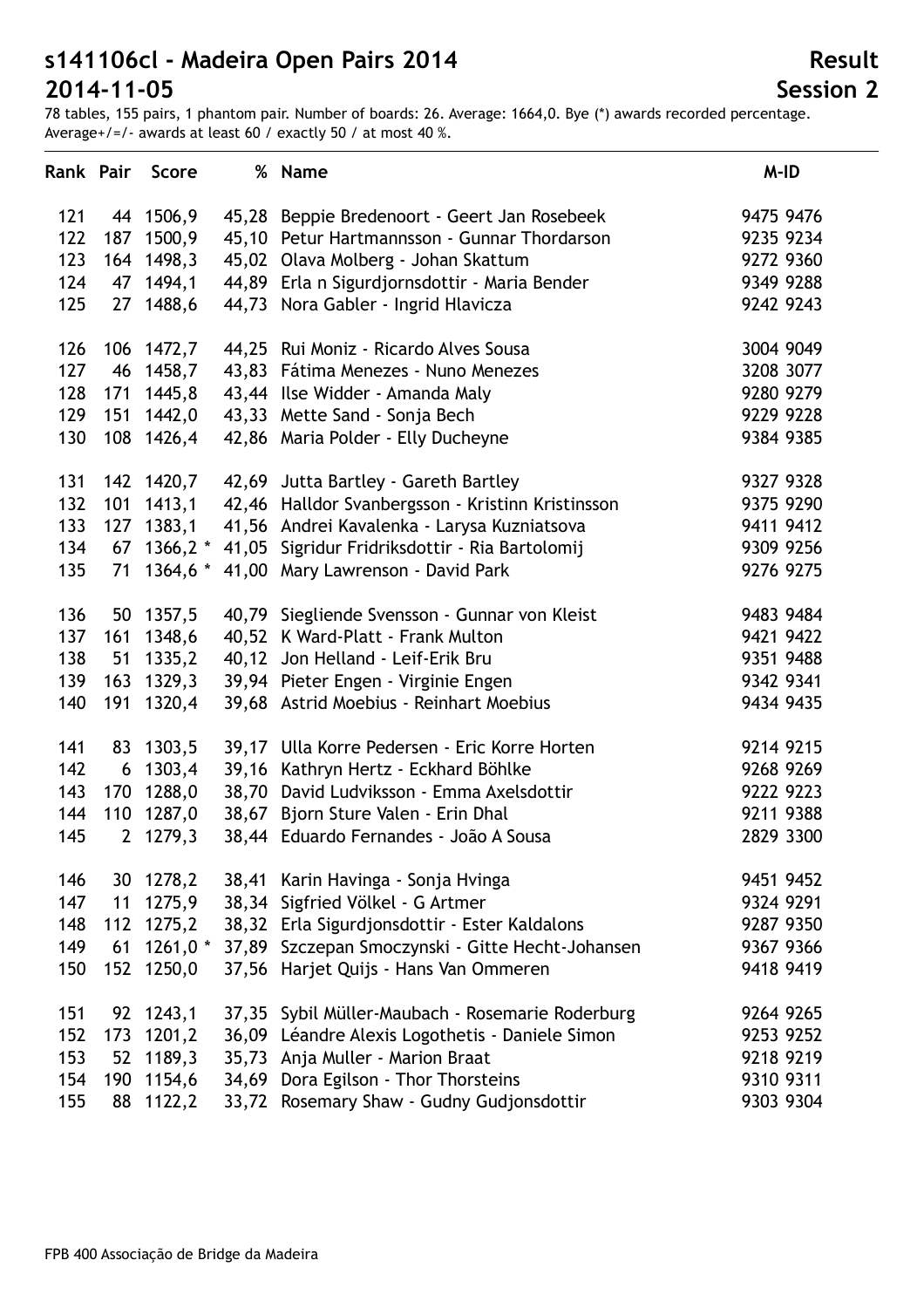# s141106cl - Madeira Open Pairs 2014

**Result**

## 2014-11-05

**Session 2**

78 tables, 155 pairs, 1 phantom pair. Number of boards: 26. Average: 1664,0. Bye (*) awards recorded percentage.
Average+/=/- awards at least 60 / exactly 50 / at most 40 %.

| Rank | Pair | Score | % | Name | M-ID |
|---|---|---|---|---|---|
| 121 | 44 | 1506,9 | 45,28 | Beppie Bredenoort - Geert Jan Rosebeek | 9475 9476 |
| 122 | 187 | 1500,9 | 45,10 | Petur Hartmannsson - Gunnar Thordarson | 9235 9234 |
| 123 | 164 | 1498,3 | 45,02 | Olava Molberg - Johan Skattum | 9272 9360 |
| 124 | 47 | 1494,1 | 44,89 | Erla n Sigurdjornsdottir - Maria Bender | 9349 9288 |
| 125 | 27 | 1488,6 | 44,73 | Nora Gabler - Ingrid Hlavicza | 9242 9243 |
| 126 | 106 | 1472,7 | 44,25 | Rui Moniz - Ricardo Alves Sousa | 3004 9049 |
| 127 | 46 | 1458,7 | 43,83 | Fátima Menezes - Nuno Menezes | 3208 3077 |
| 128 | 171 | 1445,8 | 43,44 | Ilse Widder - Amanda Maly | 9280 9279 |
| 129 | 151 | 1442,0 | 43,33 | Mette Sand - Sonja Bech | 9229 9228 |
| 130 | 108 | 1426,4 | 42,86 | Maria Polder - Elly Ducheyne | 9384 9385 |
| 131 | 142 | 1420,7 | 42,69 | Jutta Bartley - Gareth Bartley | 9327 9328 |
| 132 | 101 | 1413,1 | 42,46 | Halldor Svanbergsson - Kristinn Kristinsson | 9375 9290 |
| 133 | 127 | 1383,1 | 41,56 | Andrei Kavalenka - Larysa Kuzniatsova | 9411 9412 |
| 134 | 67 | 1366,2 * | 41,05 | Sigridur Fridriksdottir - Ria Bartolomij | 9309 9256 |
| 135 | 71 | 1364,6 * | 41,00 | Mary Lawrenson - David Park | 9276 9275 |
| 136 | 50 | 1357,5 | 40,79 | Siegliende Svensson - Gunnar von Kleist | 9483 9484 |
| 137 | 161 | 1348,6 | 40,52 | K Ward-Platt - Frank Multon | 9421 9422 |
| 138 | 51 | 1335,2 | 40,12 | Jon Helland - Leif-Erik Bru | 9351 9488 |
| 139 | 163 | 1329,3 | 39,94 | Pieter Engen - Virginie Engen | 9342 9341 |
| 140 | 191 | 1320,4 | 39,68 | Astrid Moebius - Reinhart Moebius | 9434 9435 |
| 141 | 83 | 1303,5 | 39,17 | Ulla Korre Pedersen - Eric Korre Horten | 9214 9215 |
| 142 | 6 | 1303,4 | 39,16 | Kathryn Hertz - Eckhard Böhlke | 9268 9269 |
| 143 | 170 | 1288,0 | 38,70 | David Ludviksson - Emma Axelsdottir | 9222 9223 |
| 144 | 110 | 1287,0 | 38,67 | Bjorn Sture Valen - Erin Dhal | 9211 9388 |
| 145 | 2 | 1279,3 | 38,44 | Eduardo Fernandes - João A Sousa | 2829 3300 |
| 146 | 30 | 1278,2 | 38,41 | Karin Havinga - Sonja Hvinga | 9451 9452 |
| 147 | 11 | 1275,9 | 38,34 | Sigfried Völkel - G Artmer | 9324 9291 |
| 148 | 112 | 1275,2 | 38,32 | Erla Sigurdjonsdottir - Ester Kaldalons | 9287 9350 |
| 149 | 61 | 1261,0 * | 37,89 | Szczepan Smoczynski - Gitte Hecht-Johansen | 9367 9366 |
| 150 | 152 | 1250,0 | 37,56 | Harjet Quijs - Hans Van Ommeren | 9418 9419 |
| 151 | 92 | 1243,1 | 37,35 | Sybil Müller-Maubach - Rosemarie Roderburg | 9264 9265 |
| 152 | 173 | 1201,2 | 36,09 | Léandre Alexis Logothetis - Daniele Simon | 9253 9252 |
| 153 | 52 | 1189,3 | 35,73 | Anja Muller - Marion Braat | 9218 9219 |
| 154 | 190 | 1154,6 | 34,69 | Dora Egilson - Thor Thorsteins | 9310 9311 |
| 155 | 88 | 1122,2 | 33,72 | Rosemary Shaw - Gudny Gudjonsdottir | 9303 9304 |

FPB 400 Associação de Bridge da Madeira